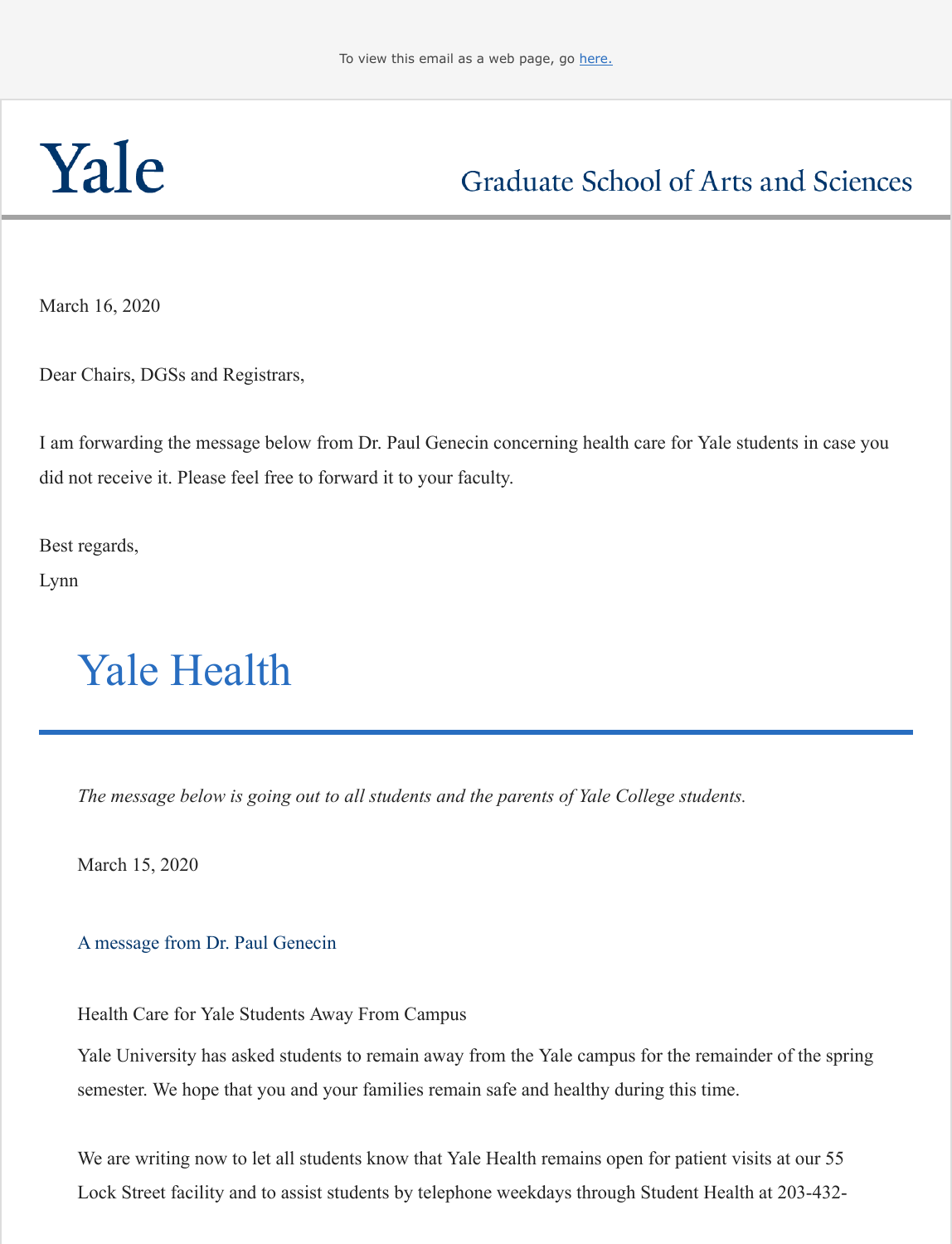To view this email as a web page, go here.

# Yale

## Graduate School of Arts and Sciences

March 16, 2020

Dear Chairs, DGSs and Registrars,

I am forwarding the message below from Dr. Paul Genecin concerning health care for Yale students in case you did not receive it. Please feel free to forward it to your faculty.

Best regards,
Lynn

# Yale Health

*The message below is going out to all students and the parents of Yale College students.*

March 15, 2020

A message from Dr. Paul Genecin

Health Care for Yale Students Away From Campus

Yale University has asked students to remain away from the Yale campus for the remainder of the spring semester. We hope that you and your families remain safe and healthy during this time.

We are writing now to let all students know that Yale Health remains open for patient visits at our 55 Lock Street facility and to assist students by telephone weekdays through Student Health at 203-432-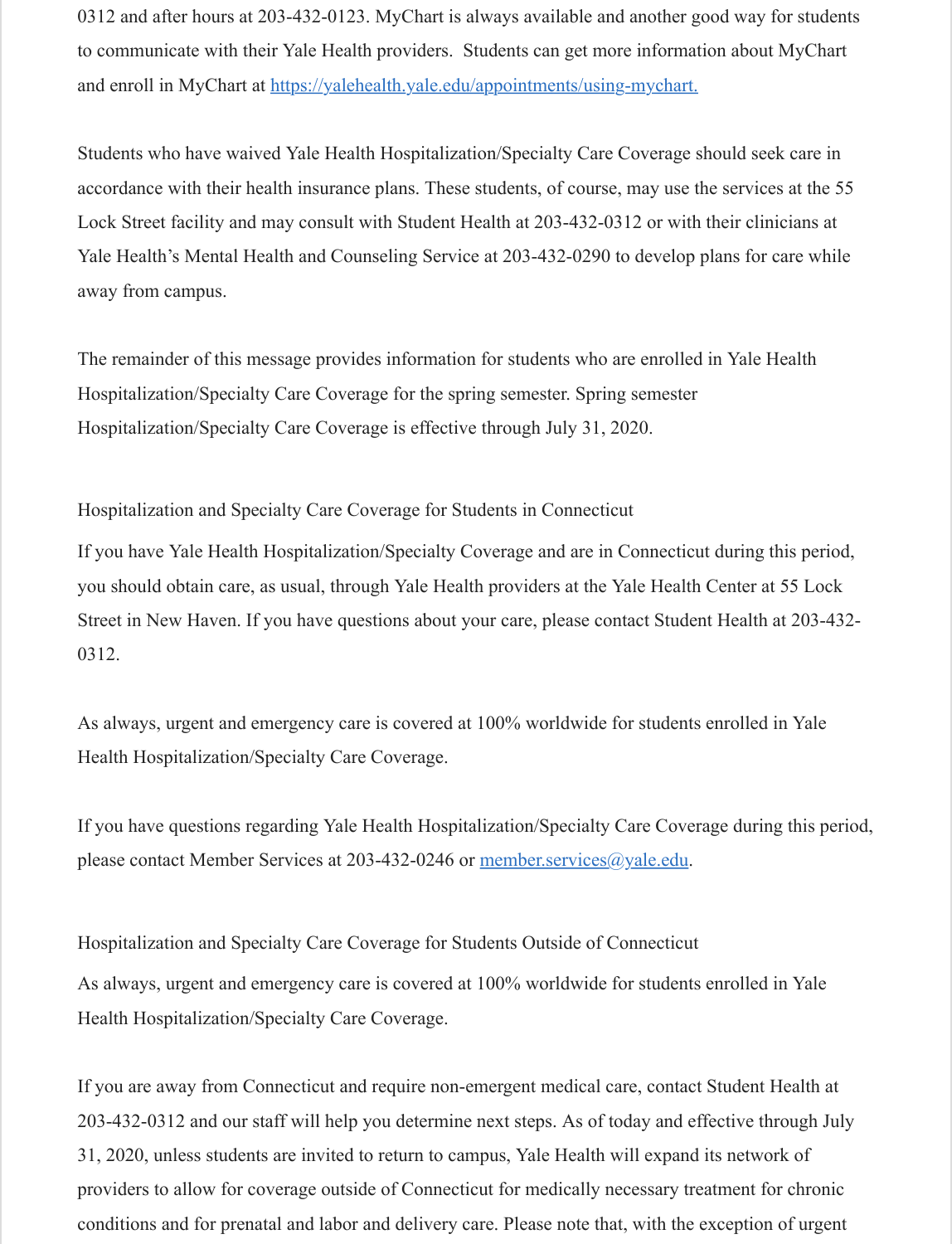0312 and after hours at 203-432-0123. MyChart is always available and another good way for students to communicate with their Yale Health providers. Students can get more information about MyChart and enroll in MyChart at [https://yalehealth.yale.edu/appointments/using-mychart.](https://yalehealth.yale.edu/appointments/using-mychart)

Students who have waived Yale Health Hospitalization/Specialty Care Coverage should seek care in accordance with their health insurance plans. These students, of course, may use the services at the 55 Lock Street facility and may consult with Student Health at 203-432-0312 or with their clinicians at Yale Health's Mental Health and Counseling Service at 203-432-0290 to develop plans for care while away from campus.

The remainder of this message provides information for students who are enrolled in Yale Health Hospitalization/Specialty Care Coverage for the spring semester. Spring semester Hospitalization/Specialty Care Coverage is effective through July 31, 2020.

Hospitalization and Specialty Care Coverage for Students in Connecticut

If you have Yale Health Hospitalization/Specialty Coverage and are in Connecticut during this period, you should obtain care, as usual, through Yale Health providers at the Yale Health Center at 55 Lock Street in New Haven. If you have questions about your care, please contact Student Health at 203-432-0312.

As always, urgent and emergency care is covered at 100% worldwide for students enrolled in Yale Health Hospitalization/Specialty Care Coverage.

If you have questions regarding Yale Health Hospitalization/Specialty Care Coverage during this period, please contact Member Services at 203-432-0246 or [member.services@yale.edu](mailto:member.services@yale.edu).

Hospitalization and Specialty Care Coverage for Students Outside of Connecticut

As always, urgent and emergency care is covered at 100% worldwide for students enrolled in Yale Health Hospitalization/Specialty Care Coverage.

If you are away from Connecticut and require non-emergent medical care, contact Student Health at 203-432-0312 and our staff will help you determine next steps. As of today and effective through July 31, 2020, unless students are invited to return to campus, Yale Health will expand its network of providers to allow for coverage outside of Connecticut for medically necessary treatment for chronic conditions and for prenatal and labor and delivery care. Please note that, with the exception of urgent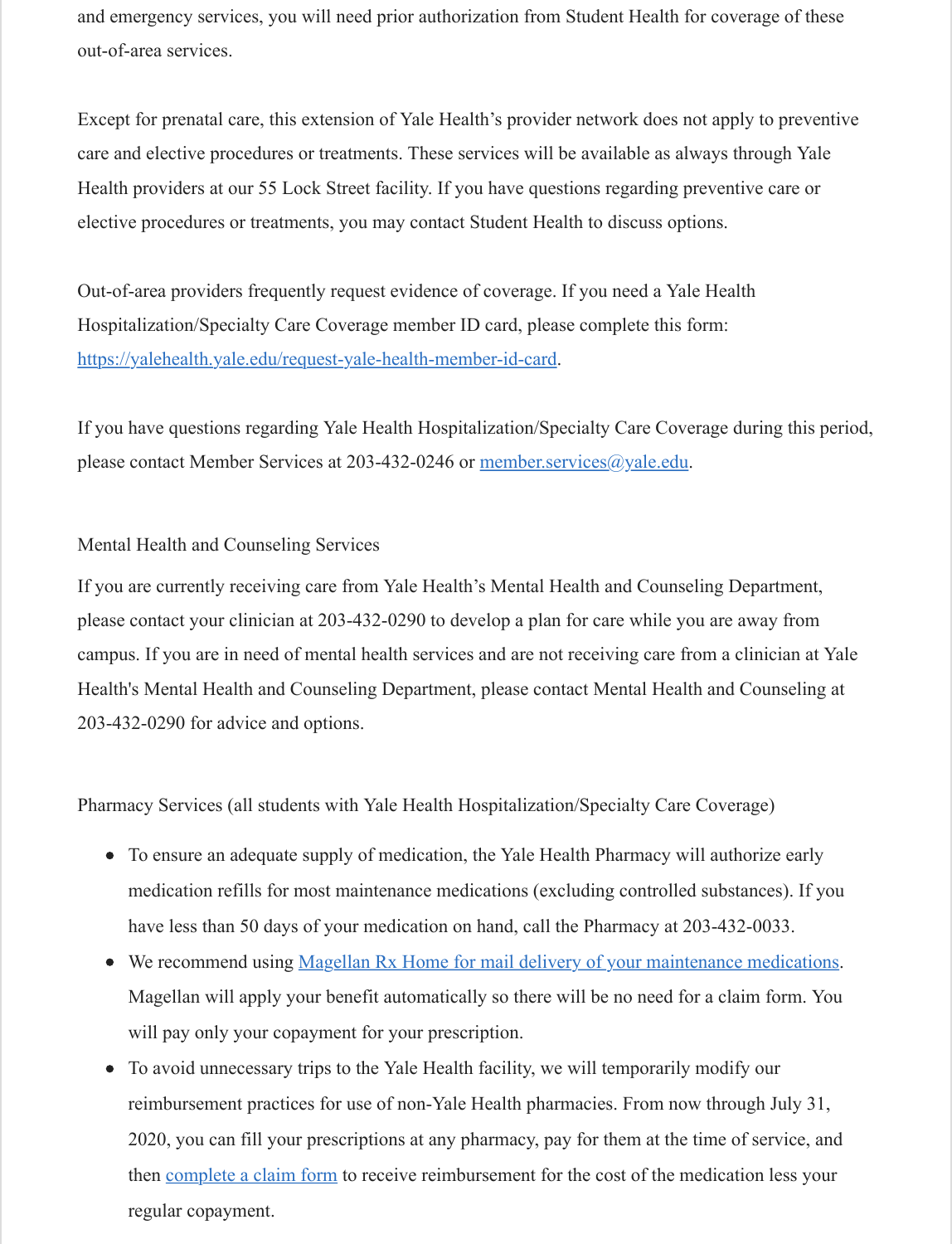and emergency services, you will need prior authorization from Student Health for coverage of these out-of-area services.

Except for prenatal care, this extension of Yale Health's provider network does not apply to preventive care and elective procedures or treatments. These services will be available as always through Yale Health providers at our 55 Lock Street facility. If you have questions regarding preventive care or elective procedures or treatments, you may contact Student Health to discuss options.

Out-of-area providers frequently request evidence of coverage. If you need a Yale Health Hospitalization/Specialty Care Coverage member ID card, please complete this form: [https://yalehealth.yale.edu/request-yale-health-member-id-card](https://yalehealth.yale.edu/request-yale-health-member-id-card).

If you have questions regarding Yale Health Hospitalization/Specialty Care Coverage during this period, please contact Member Services at 203-432-0246 or [member.services@yale.edu](mailto:member.services@yale.edu).

## Mental Health and Counseling Services

If you are currently receiving care from Yale Health's Mental Health and Counseling Department, please contact your clinician at 203-432-0290 to develop a plan for care while you are away from campus. If you are in need of mental health services and are not receiving care from a clinician at Yale Health's Mental Health and Counseling Department, please contact Mental Health and Counseling at 203-432-0290 for advice and options.

## Pharmacy Services (all students with Yale Health Hospitalization/Specialty Care Coverage)

- To ensure an adequate supply of medication, the Yale Health Pharmacy will authorize early medication refills for most maintenance medications (excluding controlled substances). If you have less than 50 days of your medication on hand, call the Pharmacy at 203-432-0033.
- We recommend using Magellan Rx Home for mail delivery of your maintenance medications. Magellan will apply your benefit automatically so there will be no need for a claim form. You will pay only your copayment for your prescription.
- To avoid unnecessary trips to the Yale Health facility, we will temporarily modify our reimbursement practices for use of non-Yale Health pharmacies. From now through July 31, 2020, you can fill your prescriptions at any pharmacy, pay for them at the time of service, and then complete a claim form to receive reimbursement for the cost of the medication less your regular copayment.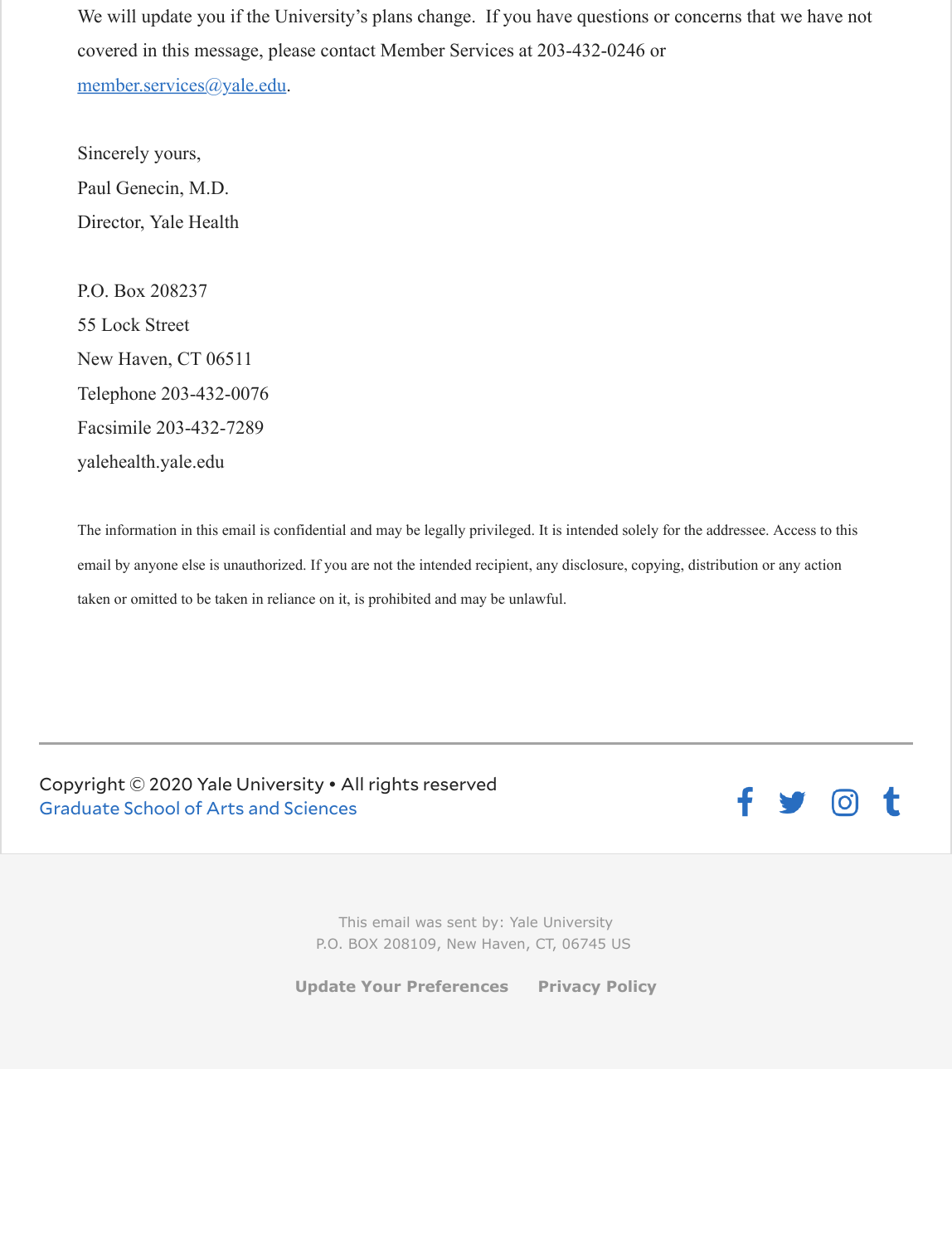We will update you if the University's plans change. If you have questions or concerns that we have not covered in this message, please contact Member Services at 203-432-0246 or [member.services@yale.edu](mailto:member.services@yale.edu).

Sincerely yours,
Paul Genecin, M.D.
Director, Yale Health

P.O. Box 208237
55 Lock Street
New Haven, CT 06511
Telephone 203-432-0076
Facsimile 203-432-7289
yalehealth.yale.edu

The information in this email is confidential and may be legally privileged. It is intended solely for the addressee. Access to this email by anyone else is unauthorized. If you are not the intended recipient, any disclosure, copying, distribution or any action taken or omitted to be taken in reliance on it, is prohibited and may be unlawful.

---

Copyright © 2020 Yale University • All rights reserved
Graduate School of Arts and Sciences

This email was sent by: Yale University
P.O. BOX 208109, New Haven, CT, 06745 US

**Update Your Preferences** **Privacy Policy**